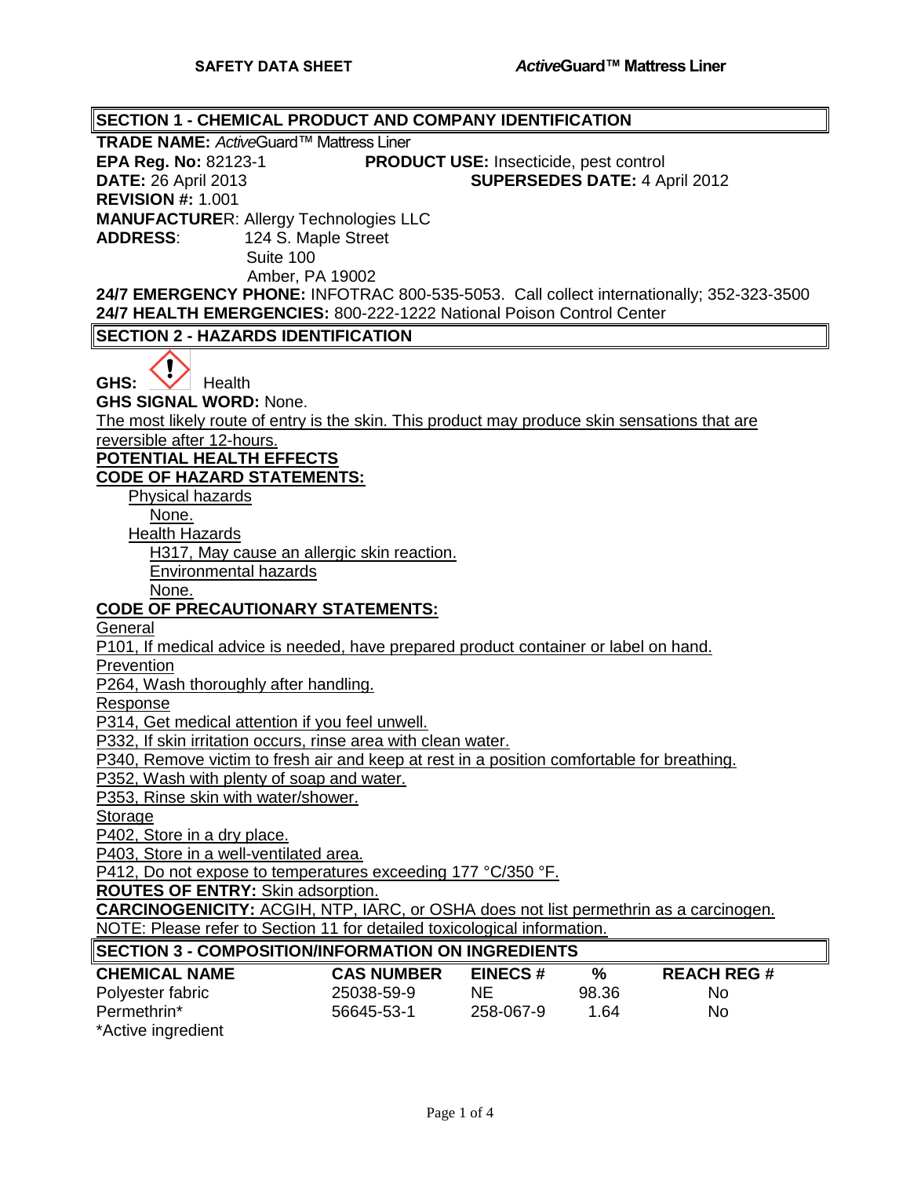**SAFETY DATA SHEET** ***Active*Guard™ Mattress Liner**

## SECTION 1 - CHEMICAL PRODUCT AND COMPANY IDENTIFICATION

**TRADE NAME:** *Active*Guard™ Mattress Liner
**EPA Reg. No:** 82123-1 **PRODUCT USE:** Insecticide, pest control
**DATE:** 26 April 2013 **SUPERSEDES DATE:** 4 April 2012
**REVISION #:** 1.001
**MANUFACTURER:** Allergy Technologies LLC
**ADDRESS**: 124 S. Maple Street
Suite 100
Amber, PA 19002
**24/7 EMERGENCY PHONE:** INFOTRAC 800-535-5053. Call collect internationally; 352-323-3500
**24/7 HEALTH EMERGENCIES:** 800-222-1222 National Poison Control Center

## SECTION 2 - HAZARDS IDENTIFICATION

**GHS:** Health
**GHS SIGNAL WORD:** None.
The most likely route of entry is the skin. This product may produce skin sensations that are reversible after 12-hours.

**POTENTIAL HEALTH EFFECTS**

**CODE OF HAZARD STATEMENTS:**

Physical hazards
None.
Health Hazards
H317, May cause an allergic skin reaction.
Environmental hazards
None.

**CODE OF PRECAUTIONARY STATEMENTS:**

General
P101, If medical advice is needed, have prepared product container or label on hand.
Prevention
P264, Wash thoroughly after handling.
Response
P314, Get medical attention if you feel unwell.
P332, If skin irritation occurs, rinse area with clean water.
P340, Remove victim to fresh air and keep at rest in a position comfortable for breathing.
P352, Wash with plenty of soap and water.
P353, Rinse skin with water/shower.
Storage
P402, Store in a dry place.
P403, Store in a well-ventilated area.
P412, Do not expose to temperatures exceeding 177 °C/350 °F.

**ROUTES OF ENTRY:** Skin adsorption.
**CARCINOGENICITY:** ACGIH, NTP, IARC, or OSHA does not list permethrin as a carcinogen.
NOTE: Please refer to Section 11 for detailed toxicological information.

## SECTION 3 - COMPOSITION/INFORMATION ON INGREDIENTS

| CHEMICAL NAME | CAS NUMBER | EINECS # | % | REACH REG # |
|---|---|---|---|---|
| Polyester fabric | 25038-59-9 | NE | 98.36 | No |
| Permethrin* | 56645-53-1 | 258-067-9 | 1.64 | No |

*Active ingredient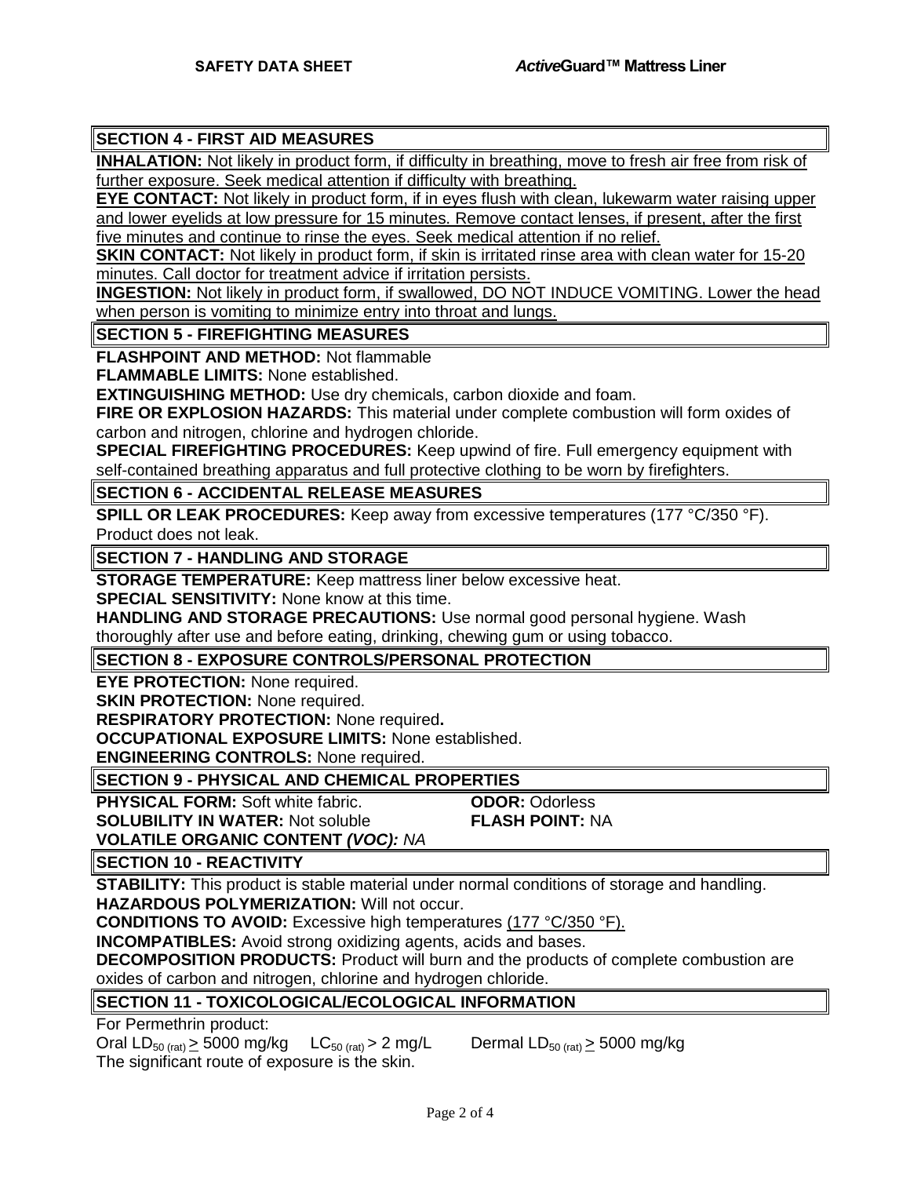## SECTION 4 - FIRST AID MEASURES

**INHALATION:** Not likely in product form, if difficulty in breathing, move to fresh air free from risk of further exposure. Seek medical attention if difficulty with breathing.

**EYE CONTACT:** Not likely in product form, if in eyes flush with clean, lukewarm water raising upper and lower eyelids at low pressure for 15 minutes. Remove contact lenses, if present, after the first five minutes and continue to rinse the eyes. Seek medical attention if no relief.

**SKIN CONTACT:** Not likely in product form, if skin is irritated rinse area with clean water for 15-20 minutes. Call doctor for treatment advice if irritation persists.

**INGESTION:** Not likely in product form, if swallowed, DO NOT INDUCE VOMITING. Lower the head when person is vomiting to minimize entry into throat and lungs.

## SECTION 5 - FIREFIGHTING MEASURES

**FLASHPOINT AND METHOD:** Not flammable

**FLAMMABLE LIMITS:** None established.

**EXTINGUISHING METHOD:** Use dry chemicals, carbon dioxide and foam.

**FIRE OR EXPLOSION HAZARDS:** This material under complete combustion will form oxides of carbon and nitrogen, chlorine and hydrogen chloride.

**SPECIAL FIREFIGHTING PROCEDURES:** Keep upwind of fire. Full emergency equipment with self-contained breathing apparatus and full protective clothing to be worn by firefighters.

## SECTION 6 - ACCIDENTAL RELEASE MEASURES

**SPILL OR LEAK PROCEDURES:** Keep away from excessive temperatures (177 °C/350 °F). Product does not leak.

## SECTION 7 - HANDLING AND STORAGE

**STORAGE TEMPERATURE:** Keep mattress liner below excessive heat.

**SPECIAL SENSITIVITY:** None know at this time.

**HANDLING AND STORAGE PRECAUTIONS:** Use normal good personal hygiene. Wash thoroughly after use and before eating, drinking, chewing gum or using tobacco.

## SECTION 8 - EXPOSURE CONTROLS/PERSONAL PROTECTION

**EYE PROTECTION:** None required.

**SKIN PROTECTION:** None required.

**RESPIRATORY PROTECTION:** None required**.**

**OCCUPATIONAL EXPOSURE LIMITS:** None established.

**ENGINEERING CONTROLS:** None required.

## SECTION 9 - PHYSICAL AND CHEMICAL PROPERTIES

**PHYSICAL FORM:** Soft white fabric.

**ODOR:** Odorless

**SOLUBILITY IN WATER:** Not soluble

**FLASH POINT:** NA

**VOLATILE ORGANIC CONTENT *(VOC):*** *NA*

## SECTION 10 - REACTIVITY

**STABILITY:** This product is stable material under normal conditions of storage and handling.

**HAZARDOUS POLYMERIZATION:** Will not occur.

**CONDITIONS TO AVOID:** Excessive high temperatures (177 °C/350 °F).

**INCOMPATIBLES:** Avoid strong oxidizing agents, acids and bases.

**DECOMPOSITION PRODUCTS:** Product will burn and the products of complete combustion are oxides of carbon and nitrogen, chlorine and hydrogen chloride.

## SECTION 11 - TOXICOLOGICAL/ECOLOGICAL INFORMATION

For Permethrin product:

Oral $LD_{50\ (rat)} \geq$ 5000 mg/kg $LC_{50\ (rat)} >$ 2 mg/L Dermal $LD_{50\ (rat)} \geq$ 5000 mg/kg

The significant route of exposure is the skin.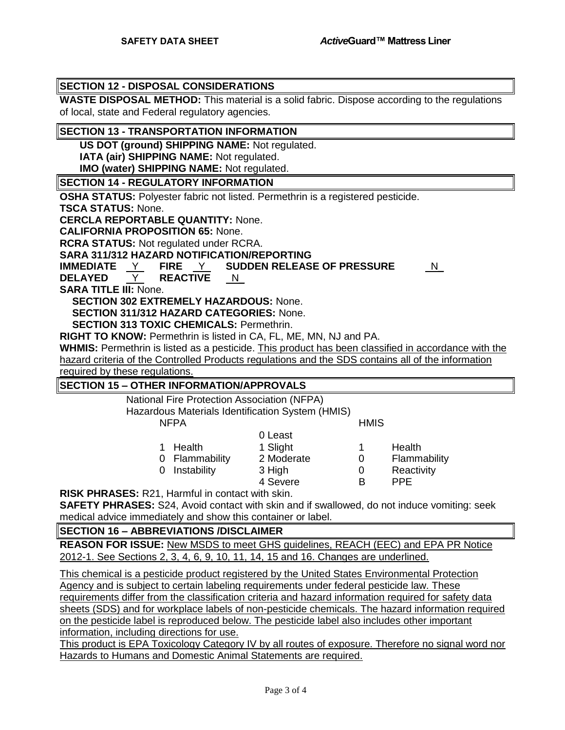## SECTION 12 - DISPOSAL CONSIDERATIONS

**WASTE DISPOSAL METHOD:** This material is a solid fabric. Dispose according to the regulations of local, state and Federal regulatory agencies.

## SECTION 13 - TRANSPORTATION INFORMATION

**US DOT (ground) SHIPPING NAME:** Not regulated.
**IATA (air) SHIPPING NAME:** Not regulated.
**IMO (water) SHIPPING NAME:** Not regulated.

## SECTION 14 - REGULATORY INFORMATION

**OSHA STATUS:** Polyester fabric not listed. Permethrin is a registered pesticide.
**TSCA STATUS:** None.
**CERCLA REPORTABLE QUANTITY:** None.
**CALIFORNIA PROPOSITION 65:** None.
**RCRA STATUS:** Not regulated under RCRA.
**SARA 311/312 HAZARD NOTIFICATION/REPORTING**
**IMMEDIATE** Y **FIRE** Y **SUDDEN RELEASE OF PRESSURE** N
**DELAYED** Y **REACTIVE** N
**SARA TITLE III:** None.
**SECTION 302 EXTREMELY HAZARDOUS:** None.
**SECTION 311/312 HAZARD CATEGORIES:** None.
**SECTION 313 TOXIC CHEMICALS:** Permethrin.
**RIGHT TO KNOW:** Permethrin is listed in CA, FL, ME, MN, NJ and PA.
**WHMIS:** Permethrin is listed as a pesticide. <u>This product has been classified in accordance with the hazard criteria of the Controlled Products regulations and the SDS contains all of the information required by these regulations.</u>

## SECTION 15 – OTHER INFORMATION/APPROVALS

National Fire Protection Association (NFPA)
Hazardous Materials Identification System (HMIS)

| NFPA | | | HMIS | |
|---|---|---|---|---|
| | | 0 Least | | |
| 1 | Health | 1 Slight | 1 | Health |
| 0 | Flammability | 2 Moderate | 0 | Flammability |
| 0 | Instability | 3 High | 0 | Reactivity |
| | | 4 Severe | B | PPE |

**RISK PHRASES:** R21, Harmful in contact with skin.
**SAFETY PHRASES:** S24, Avoid contact with skin and if swallowed, do not induce vomiting: seek medical advice immediately and show this container or label.

## SECTION 16 – ABBREVIATIONS /DISCLAIMER

**REASON FOR ISSUE:** <u>New MSDS to meet GHS guidelines, REACH (EEC) and EPA PR Notice 2012-1. See Sections 2, 3, 4, 6, 9, 10, 11, 14, 15 and 16. Changes are underlined.</u>

<u>This chemical is a pesticide product registered by the United States Environmental Protection Agency and is subject to certain labeling requirements under federal pesticide law. These requirements differ from the classification criteria and hazard information required for safety data sheets (SDS) and for workplace labels of non-pesticide chemicals. The hazard information required on the pesticide label is reproduced below. The pesticide label also includes other important information, including directions for use.</u>
<u>This product is EPA Toxicology Category IV by all routes of exposure. Therefore no signal word nor Hazards to Humans and Domestic Animal Statements are required.</u>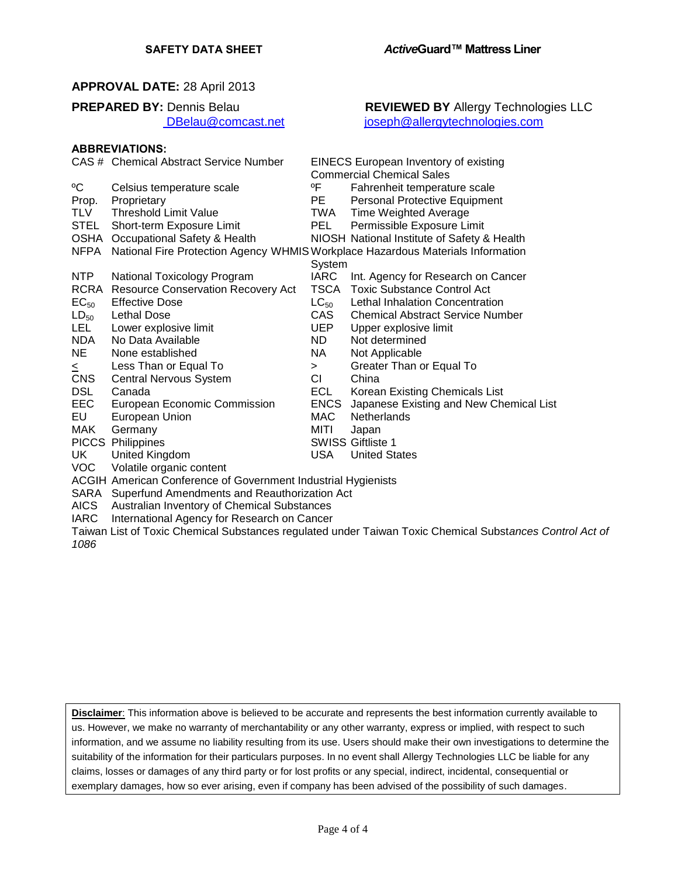**APPROVAL DATE:** 28 April 2013

**PREPARED BY:** Dennis Belau
DBelau@comcast.net

**REVIEWED BY** Allergy Technologies LLC
joseph@allergytechnologies.com

**ABBREVIATIONS:**

| | | | |
|---|---|---|---|
| CAS # | Chemical Abstract Service Number | EINECS | European Inventory of existing Commercial Chemical Sales |
| ºC | Celsius temperature scale | ºF | Fahrenheit temperature scale |
| Prop. | Proprietary | PE | Personal Protective Equipment |
| TLV | Threshold Limit Value | TWA | Time Weighted Average |
| STEL | Short-term Exposure Limit | PEL | Permissible Exposure Limit |
| OSHA | Occupational Safety & Health | NIOSH | National Institute of Safety & Health |
| NFPA | National Fire Protection Agency | WHMIS | Workplace Hazardous Materials Information System |
| NTP | National Toxicology Program | IARC | Int. Agency for Research on Cancer |
| RCRA | Resource Conservation Recovery Act | TSCA | Toxic Substance Control Act |
| $EC_{50}$ | Effective Dose | $LC_{50}$ | Lethal Inhalation Concentration |
| $LD_{50}$ | Lethal Dose | CAS | Chemical Abstract Service Number |
| LEL | Lower explosive limit | UEP | Upper explosive limit |
| NDA | No Data Available | ND | Not determined |
| NE | None established | NA | Not Applicable |
| $\leq$ | Less Than or Equal To | > | Greater Than or Equal To |
| CNS | Central Nervous System | CI | China |
| DSL | Canada | ECL | Korean Existing Chemicals List |
| EEC | European Economic Commission | ENCS | Japanese Existing and New Chemical List |
| EU | European Union | MAC | Netherlands |
| MAK | Germany | MITI | Japan |
| PICCS | Philippines | SWISS | Giftliste 1 |
| UK | United Kingdom | USA | United States |
| VOC | Volatile organic content | | |
| ACGIH | American Conference of Government Industrial Hygienists | | |
| SARA | Superfund Amendments and Reauthorization Act | | |
| AICS | Australian Inventory of Chemical Substances | | |
| IARC | International Agency for Research on Cancer | | |

Taiwan List of Toxic Chemical Substances regulated under Taiwan Toxic Chemical Subst*ances Control Act of 1086*

**Disclaimer**: This information above is believed to be accurate and represents the best information currently available to us. However, we make no warranty of merchantability or any other warranty, express or implied, with respect to such information, and we assume no liability resulting from its use. Users should make their own investigations to determine the suitability of the information for their particulars purposes. In no event shall Allergy Technologies LLC be liable for any claims, losses or damages of any third party or for lost profits or any special, indirect, incidental, consequential or exemplary damages, how so ever arising, even if company has been advised of the possibility of such damages.